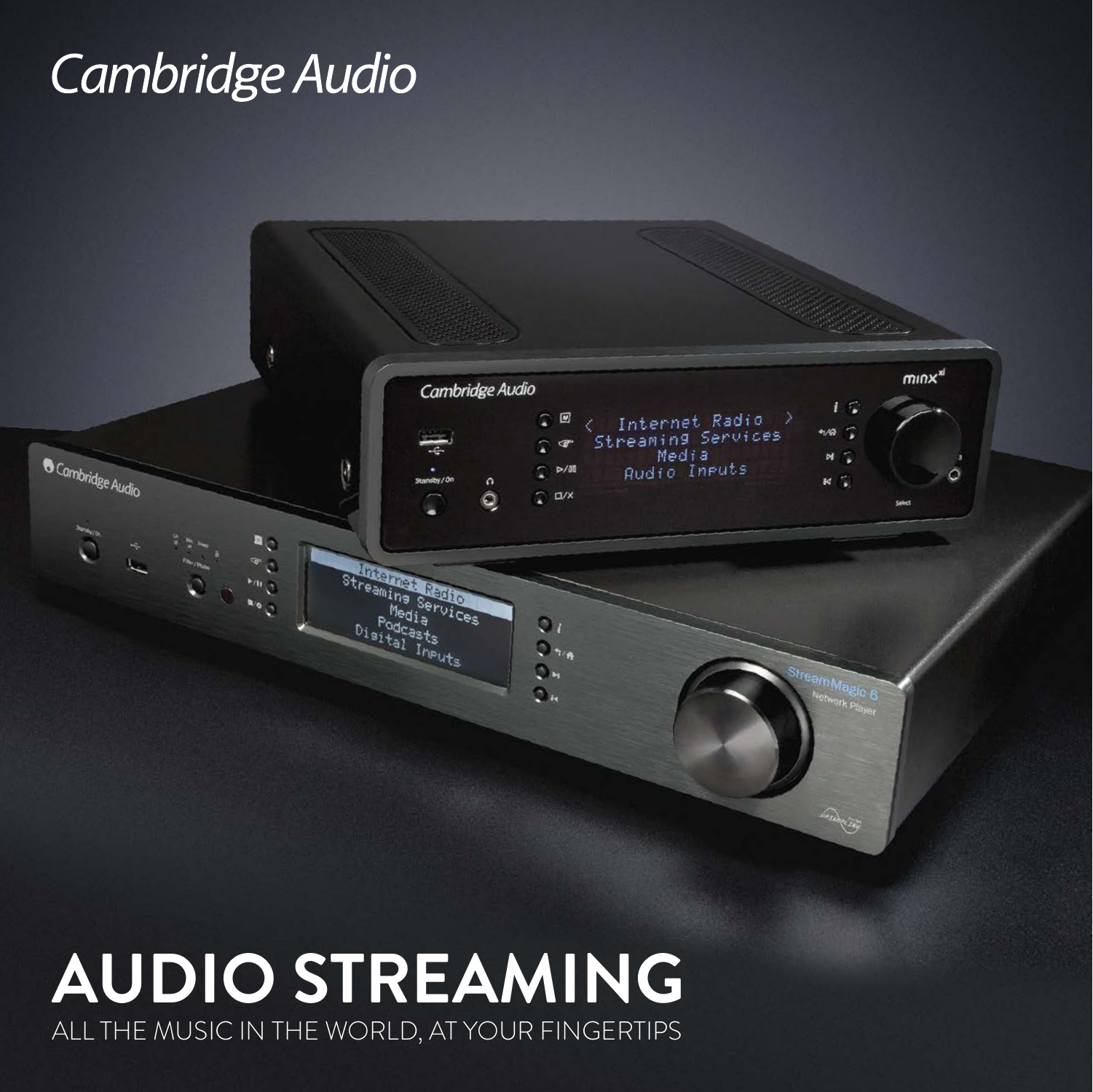Cambridge Audio

# AUDIO STREAMING

ALL THE MUSIC IN THE WORLD, AT YOUR FINGERTIPS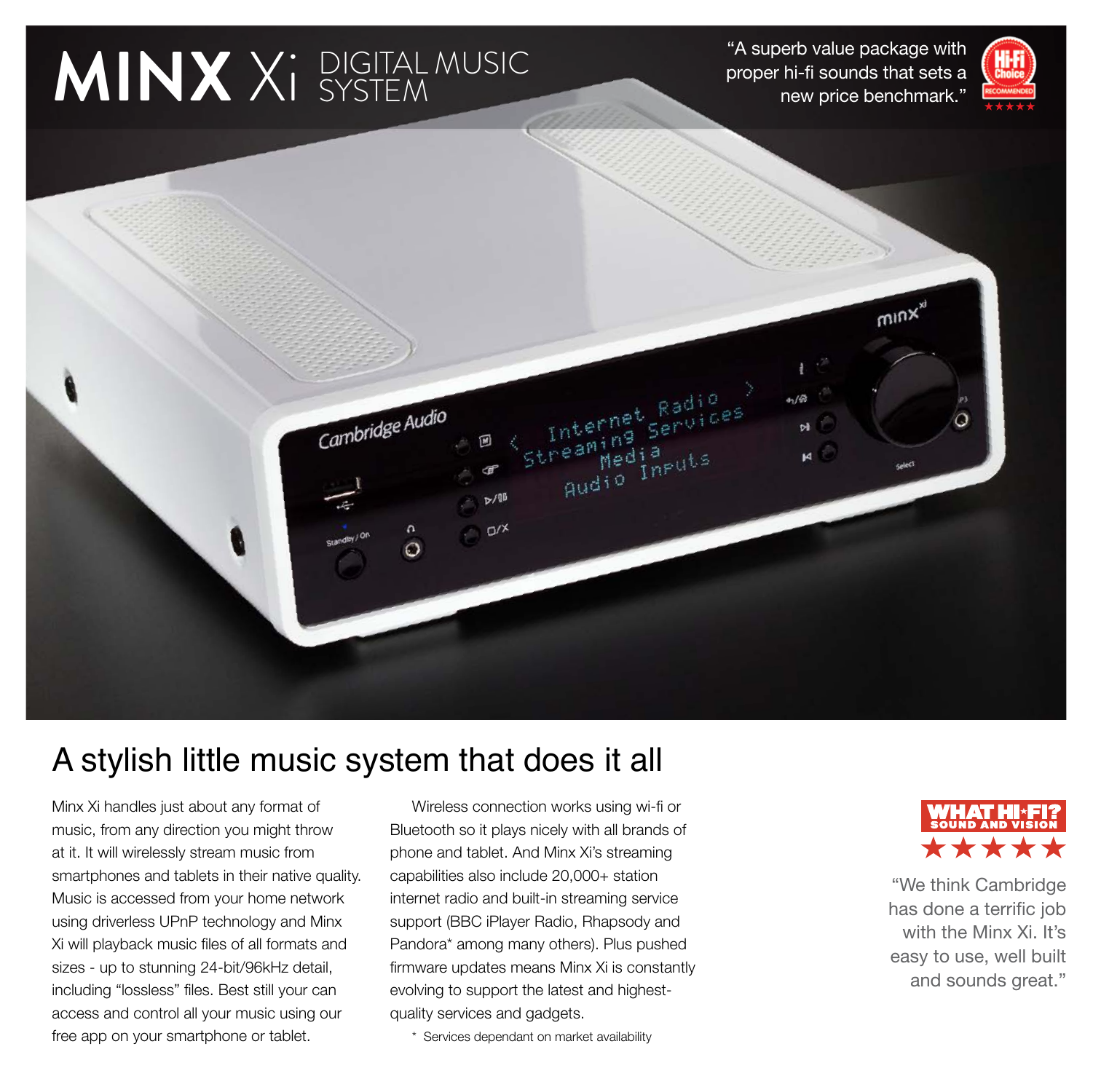# MINX Xi DIGITAL MUSIC SYSTEM

"A superb value package with proper hi-fi sounds that sets a new price benchmark."

## A stylish little music system that does it all

Minx Xi handles just about any format of music, from any direction you might throw at it. It will wirelessly stream music from smartphones and tablets in their native quality. Music is accessed from your home network using driverless UPnP technology and Minx Xi will playback music files of all formats and sizes - up to stunning 24-bit/96kHz detail, including "lossless" files. Best still your can access and control all your music using our free app on your smartphone or tablet.

Wireless connection works using wi-fi or Bluetooth so it plays nicely with all brands of phone and tablet. And Minx Xi's streaming capabilities also include 20,000+ station internet radio and built-in streaming service support (BBC iPlayer Radio, Rhapsody and Pandora* among many others). Plus pushed firmware updates means Minx Xi is constantly evolving to support the latest and highest-quality services and gadgets.

\* Services dependant on market availability

WHAT HI-FI? SOUND AND VISION ★★★★★

"We think Cambridge has done a terrific job with the Minx Xi. It's easy to use, well built and sounds great."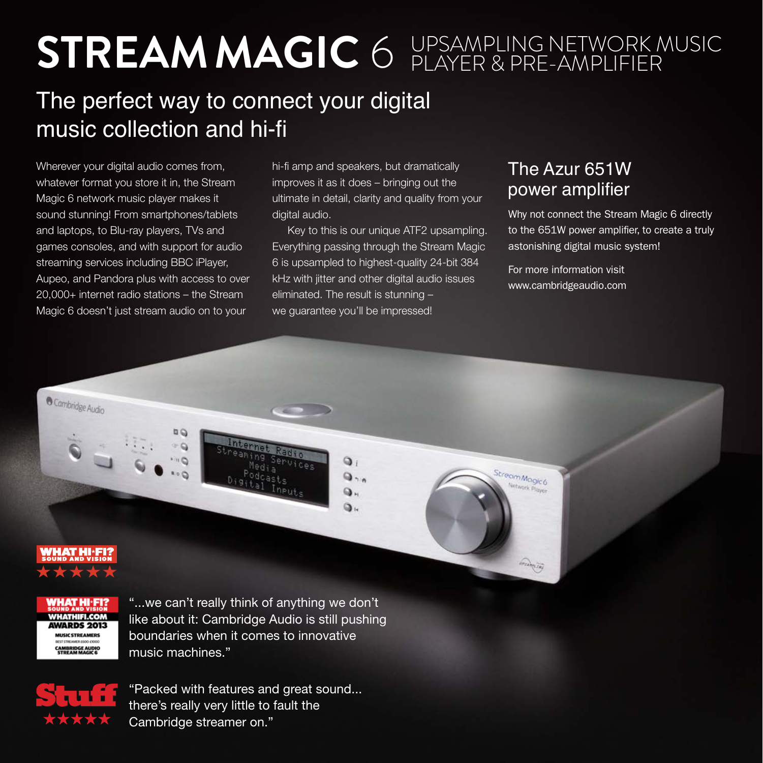# STREAM MAGIC 6 UPSAMPLING NETWORK MUSIC PLAYER & PRE-AMPLIFIER

## The perfect way to connect your digital music collection and hi-fi

Wherever your digital audio comes from, whatever format you store it in, the Stream Magic 6 network music player makes it sound stunning! From smartphones/tablets and laptops, to Blu-ray players, TVs and games consoles, and with support for audio streaming services including BBC iPlayer, Aupeo, and Pandora plus with access to over 20,000+ internet radio stations – the Stream Magic 6 doesn't just stream audio on to your hi-fi amp and speakers, but dramatically improves it as it does – bringing out the ultimate in detail, clarity and quality from your digital audio.

Key to this is our unique ATF2 upsampling. Everything passing through the Stream Magic 6 is upsampled to highest-quality 24-bit 384 kHz with jitter and other digital audio issues eliminated. The result is stunning – we guarantee you'll be impressed!

### The Azur 651W power amplifier

Why not connect the Stream Magic 6 directly to the 651W power amplifier, to create a truly astonishing digital music system!

For more information visit www.cambridgeaudio.com

"...we can't really think of anything we don't like about it: Cambridge Audio is still pushing boundaries when it comes to innovative music machines."

"Packed with features and great sound... there's really very little to fault the Cambridge streamer on."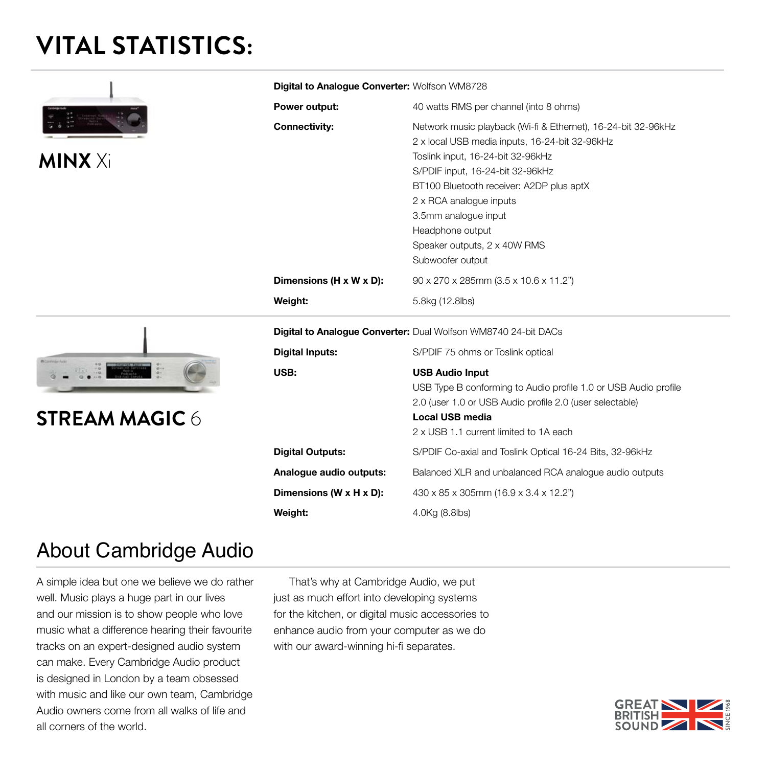# VITAL STATISTICS:

## MINX Xi

| | |
|---|---|
| **Digital to Analogue Converter:** | Wolfson WM8728 |
| **Power output:** | 40 watts RMS per channel (into 8 ohms) |
| **Connectivity:** | Network music playback (Wi-fi & Ethernet), 16-24-bit 32-96kHz<br>2 x local USB media inputs, 16-24-bit 32-96kHz<br>Toslink input, 16-24-bit 32-96kHz<br>S/PDIF input, 16-24-bit 32-96kHz<br>BT100 Bluetooth receiver: A2DP plus aptX<br>2 x RCA analogue inputs<br>3.5mm analogue input<br>Headphone output<br>Speaker outputs, 2 x 40W RMS<br>Subwoofer output |
| **Dimensions (H x W x D):** | 90 x 270 x 285mm (3.5 x 10.6 x 11.2") |
| **Weight:** | 5.8kg (12.8lbs) |

## STREAM MAGIC 6

| | |
|---|---|
| **Digital to Analogue Converter:** | Dual Wolfson WM8740 24-bit DACs |
| **Digital Inputs:** | S/PDIF 75 ohms or Toslink optical |
| **USB:** | **USB Audio Input**<br>USB Type B conforming to Audio profile 1.0 or USB Audio profile 2.0 (user 1.0 or USB Audio profile 2.0 (user selectable)<br>**Local USB media**<br>2 x USB 1.1 current limited to 1A each |
| **Digital Outputs:** | S/PDIF Co-axial and Toslink Optical 16-24 Bits, 32-96kHz |
| **Analogue audio outputs:** | Balanced XLR and unbalanced RCA analogue audio outputs |
| **Dimensions (W x H x D):** | 430 x 85 x 305mm (16.9 x 3.4 x 12.2") |
| **Weight:** | 4.0Kg (8.8lbs) |

## About Cambridge Audio

A simple idea but one we believe we do rather well. Music plays a huge part in our lives and our mission is to show people who love music what a difference hearing their favourite tracks on an expert-designed audio system can make. Every Cambridge Audio product is designed in London by a team obsessed with music and like our own team, Cambridge Audio owners come from all walks of life and all corners of the world.

That's why at Cambridge Audio, we put just as much effort into developing systems for the kitchen, or digital music accessories to enhance audio from your computer as we do with our award-winning hi-fi separates.

GREAT BRITISH SOUND SINCE 1968